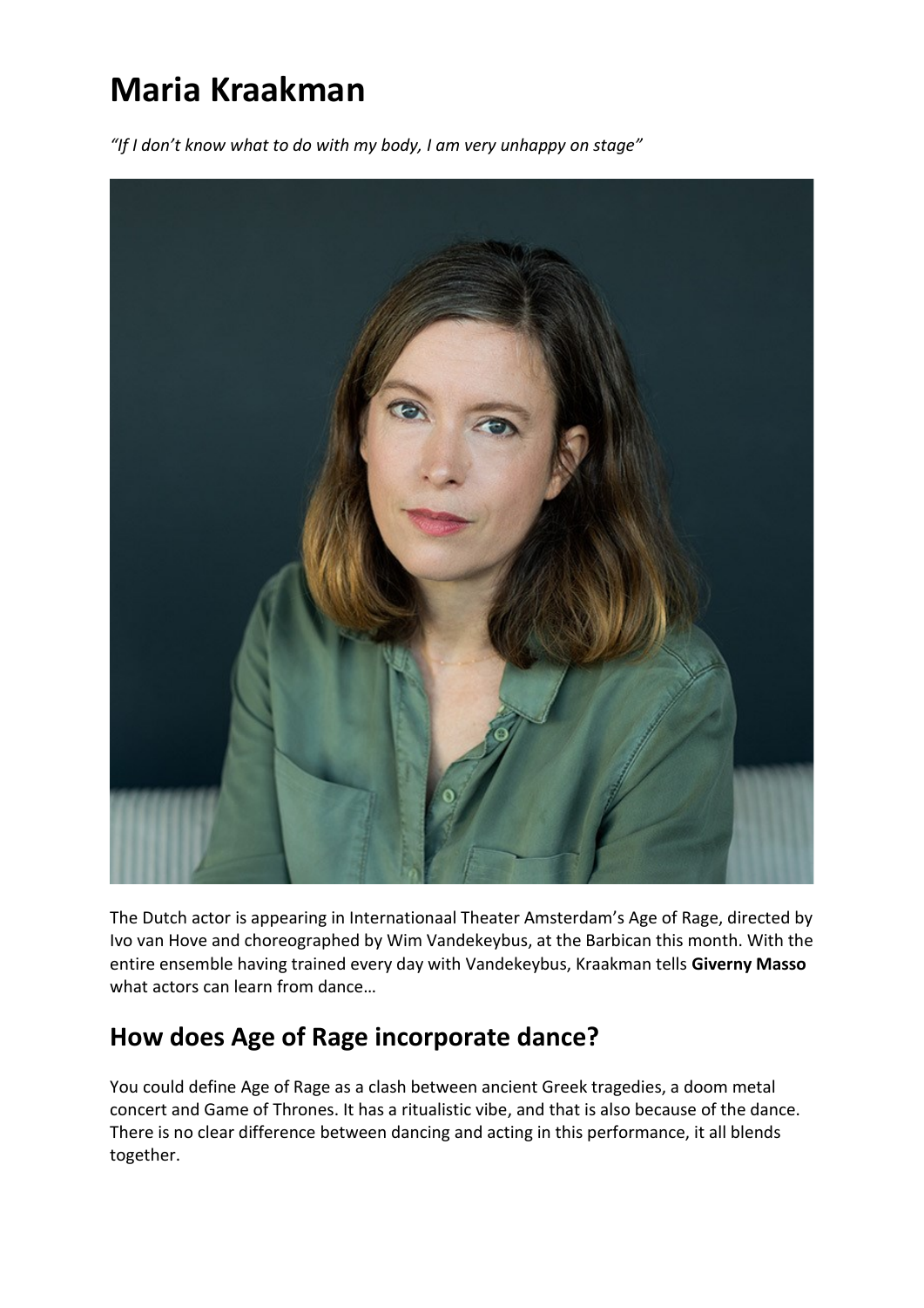# Maria Kraakman

*"If I don't know what to do with my body, I am very unhappy on stage"*

The Dutch actor is appearing in Internationaal Theater Amsterdam's Age of Rage, directed by Ivo van Hove and choreographed by Wim Vandekeybus, at the Barbican this month. With the entire ensemble having trained every day with Vandekeybus, Kraakman tells **Giverny Masso** what actors can learn from dance…

## How does Age of Rage incorporate dance?

You could define Age of Rage as a clash between ancient Greek tragedies, a doom metal concert and Game of Thrones. It has a ritualistic vibe, and that is also because of the dance. There is no clear difference between dancing and acting in this performance, it all blends together.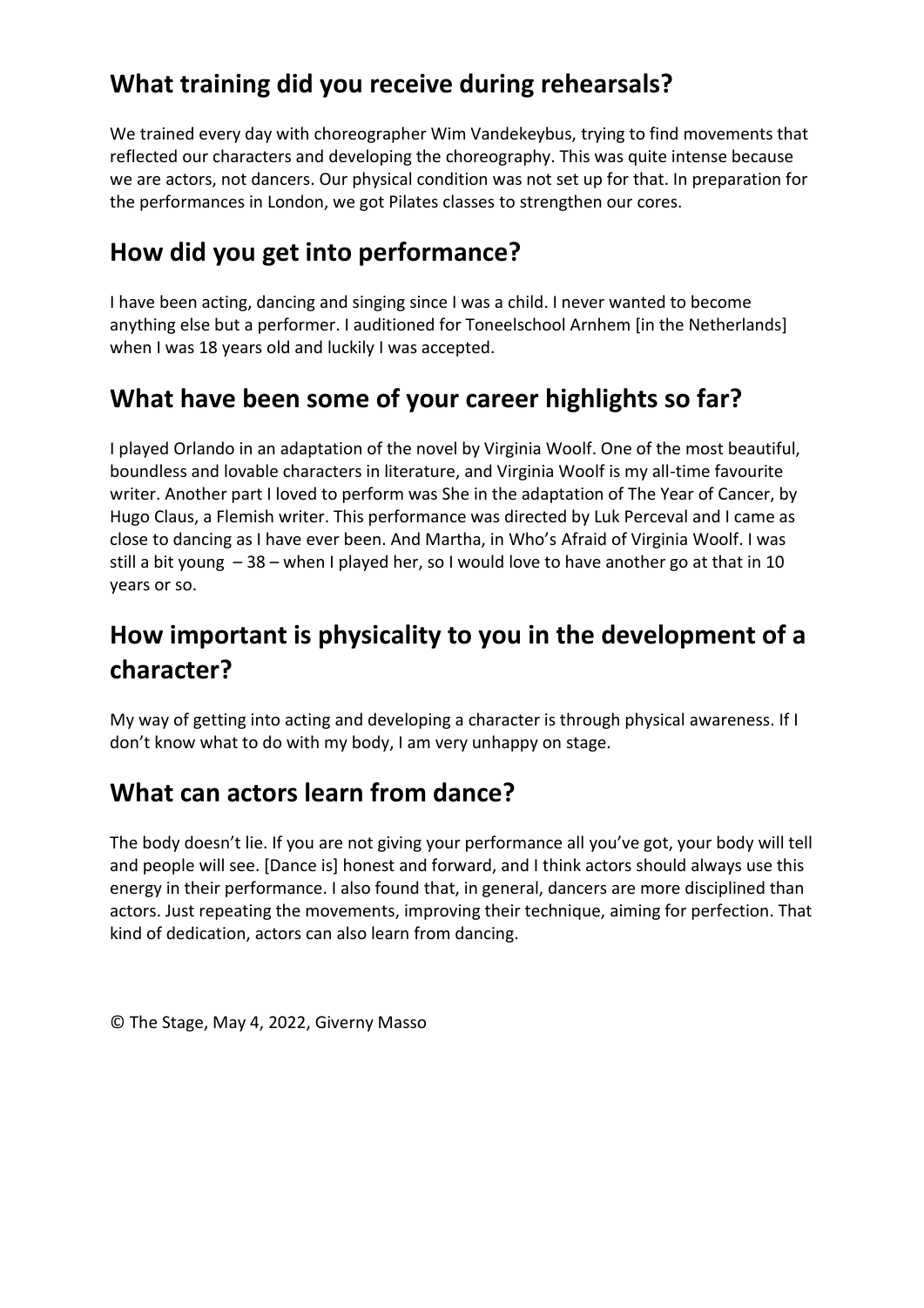## What training did you receive during rehearsals?

We trained every day with choreographer Wim Vandekeybus, trying to find movements that reflected our characters and developing the choreography. This was quite intense because we are actors, not dancers. Our physical condition was not set up for that. In preparation for the performances in London, we got Pilates classes to strengthen our cores.

## How did you get into performance?

I have been acting, dancing and singing since I was a child. I never wanted to become anything else but a performer. I auditioned for Toneelschool Arnhem [in the Netherlands] when I was 18 years old and luckily I was accepted.

## What have been some of your career highlights so far?

I played Orlando in an adaptation of the novel by Virginia Woolf. One of the most beautiful, boundless and lovable characters in literature, and Virginia Woolf is my all-time favourite writer. Another part I loved to perform was She in the adaptation of The Year of Cancer, by Hugo Claus, a Flemish writer. This performance was directed by Luk Perceval and I came as close to dancing as I have ever been. And Martha, in Who's Afraid of Virginia Woolf. I was still a bit young – 38 – when I played her, so I would love to have another go at that in 10 years or so.

## How important is physicality to you in the development of a character?

My way of getting into acting and developing a character is through physical awareness. If I don't know what to do with my body, I am very unhappy on stage.

## What can actors learn from dance?

The body doesn't lie. If you are not giving your performance all you've got, your body will tell and people will see. [Dance is] honest and forward, and I think actors should always use this energy in their performance. I also found that, in general, dancers are more disciplined than actors. Just repeating the movements, improving their technique, aiming for perfection. That kind of dedication, actors can also learn from dancing.

© The Stage, May 4, 2022, Giverny Masso